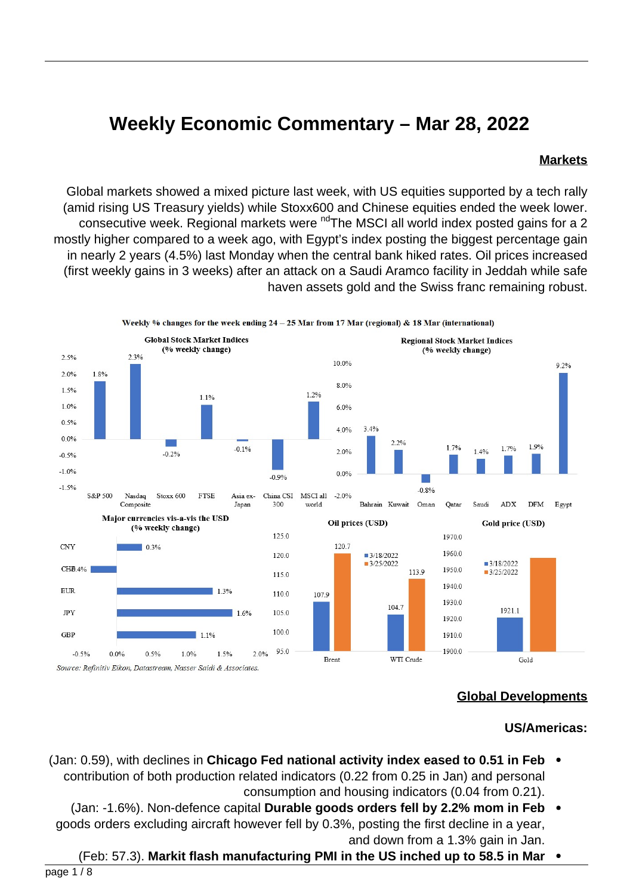# Weekly Economic Commentary – Mar 28, 2022

## Markets

Global markets showed a mixed picture last week, with US equities supported by a tech rally (amid rising US Treasury yields) while Stoxx600 and Chinese equities ended the week lower. The MSCI all world index posted gains for a 2nd consecutive week. Regional markets were mostly higher compared to a week ago, with Egypt's index posting the biggest percentage gain in nearly 2 years (4.5%) last Monday when the central bank hiked rates. Oil prices increased (first weekly gains in 3 weeks) after an attack on a Saudi Aramco facility in Jeddah while safe haven assets gold and the Swiss franc remaining robust.

**Weekly % changes for the week ending 24 – 25 Mar from 17 Mar (regional) & 18 Mar (international)**

**Global Stock Market Indices (% weekly change)**

| Index | % weekly change |
|---|---|
| S&P 500 | 1.8% |
| Nasdaq Composite | 2.3% |
| Stoxx 600 | -0.2% |
| FTSE | 1.1% |
| Asia ex-Japan | -0.1% |
| China CSI 300 | -0.9% |
| MSCI all world | 1.2% |

**Regional Stock Market Indices (% weekly change)**

| Index | % weekly change |
|---|---|
| Bahrain | 3.4% |
| Kuwait | 2.2% |
| Oman | -0.8% |
| Qatar | 1.7% |
| Saudi | 1.4% |
| ADX | 1.7% |
| DFM | 1.9% |
| Egypt | 9.2% |

**Major currencies vis-a-vis the USD (% weekly change)**

| Currency | % weekly change |
|---|---|
| CNY | 0.3% |
| CHF | -0.4% |
| EUR | 1.3% |
| JPY | 1.6% |
| GBP | 1.1% |

**Oil prices (USD)**

| | 3/18/2022 | 3/25/2022 |
|---|---|---|
| Brent | 107.9 | 120.7 |
| WTI Crude | 104.7 | 113.9 |

**Gold price (USD)**

| | 3/18/2022 | 3/25/2022 |
|---|---|---|
| Gold | 1921.1 | |

*Source: Refinitiv Eikon, Datastream, Nasser Saidi & Associates.*

## Global Developments

### US/Americas:

- **Chicago Fed national activity index eased to 0.51 in Feb** (Jan: 0.59), with declines in contribution of both production related indicators (0.22 from 0.25 in Jan) and personal consumption and housing indicators (0.04 from 0.21).
- **Durable goods orders fell by 2.2% mom in Feb** (Jan: -1.6%). Non-defence capital goods orders excluding aircraft however fell by 0.3%, posting the first decline in a year, and down from a 1.3% gain in Jan.
- **Markit flash manufacturing PMI in the US inched up to 58.5 in Mar** (Feb: 57.3).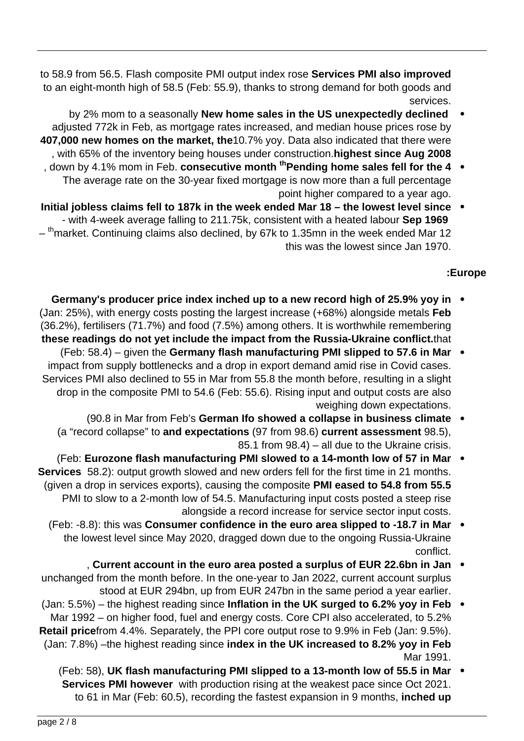**Services PMI also improved** to 58.9 from 56.5. Flash composite PMI output index rose to an eight-month high of 58.5 (Feb: 55.9), thanks to strong demand for both goods and services.

- **New home sales in the US unexpectedly declined** by 2% mom to a seasonally adjusted 772k in Feb, as mortgage rates increased, and median house prices rose by 10.7% yoy. Data also indicated that there were **407,000 new homes on the market, the highest since Aug 2008**, with 65% of the inventory being houses under construction.
- **Pending home sales fell for the 4th consecutive month**, down by 4.1% mom in Feb. The average rate on the 30-year fixed mortgage is now more than a full percentage point higher compared to a year ago.
- **Initial jobless claims fell to 187k in the week ended Mar 18 – the lowest level since Sep 1969** - with 4-week average falling to 211.75k, consistent with a heated labour market. Continuing claims also declined, by 67k to 1.35mn in the week ended Mar 12th – this was the lowest since Jan 1970.

**Europe:**

- **Germany's producer price index inched up to a new record high of 25.9% yoy in Feb** (Jan: 25%), with energy costs posting the largest increase (+68%) alongside metals (36.2%), fertilisers (71.7%) and food (7.5%) among others. It is worthwhile remembering that **these readings do not yet include the impact from the Russia-Ukraine conflict.**
- **Germany flash manufacturing PMI slipped to 57.6 in Mar** (Feb: 58.4) – given the impact from supply bottlenecks and a drop in export demand amid rise in Covid cases. Services PMI also declined to 55 in Mar from 55.8 the month before, resulting in a slight drop in the composite PMI to 54.6 (Feb: 55.6). Rising input and output costs are also weighing down expectations.
- **German Ifo showed a collapse in business climate** (90.8 in Mar from Feb's 98.5), **current assessment** (97 from 98.6) **and expectations** (a "record collapse" to 85.1 from 98.4) – all due to the Ukraine crisis.
- **Eurozone flash manufacturing PMI slowed to a 14-month low of 57 in Mar** (Feb: 58.2): output growth slowed and new orders fell for the first time in 21 months. **Services PMI eased to 54.8 from 55.5** (given a drop in services exports), causing the composite PMI to slow to a 2-month low of 54.5. Manufacturing input costs posted a steep rise alongside a record increase for service sector input costs.
- **Consumer confidence in the euro area slipped to -18.7 in Mar** (Feb: -8.8): this was the lowest level since May 2020, dragged down due to the ongoing Russia-Ukraine conflict.
- **Current account in the euro area posted a surplus of EUR 22.6bn in Jan**, unchanged from the month before. In the one-year to Jan 2022, current account surplus stood at EUR 294bn, up from EUR 247bn in the same period a year earlier.
- **Inflation in the UK surged to 6.2% yoy in Feb** (Jan: 5.5%) – the highest reading since Mar 1992 – on higher food, fuel and energy costs. Core CPI also accelerated, to 5.2% from 4.4%. Separately, the PPI core output rose to 9.9% in Feb (Jan: 9.5%). **Retail price index in the UK increased to 8.2% yoy in Feb** (Jan: 7.8%) –the highest reading since Mar 1991.
- **UK flash manufacturing PMI slipped to a 13-month low of 55.5 in Mar** (Feb: 58), with production rising at the weakest pace since Oct 2021. **Services PMI however inched up** to 61 in Mar (Feb: 60.5), recording the fastest expansion in 9 months,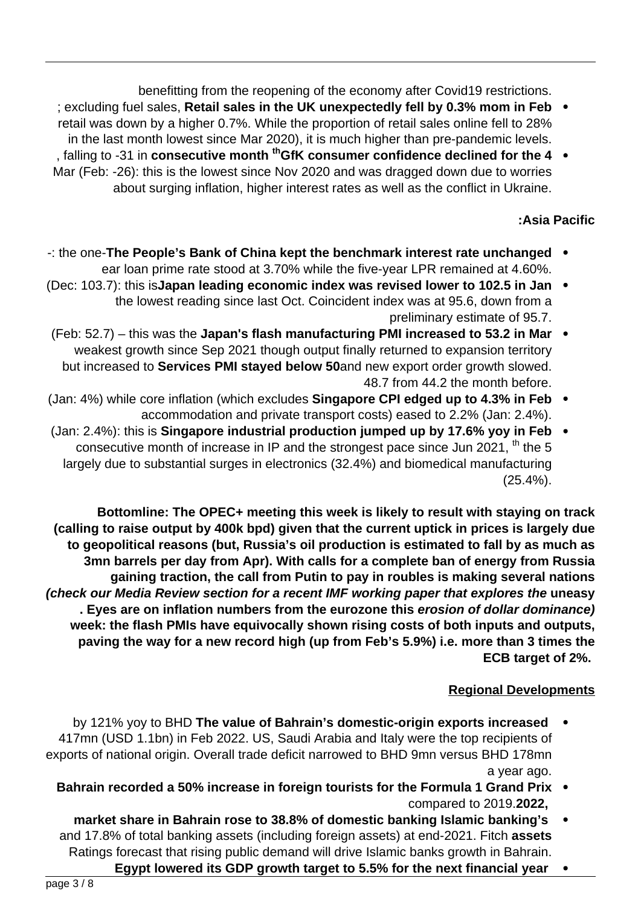benefitting from the reopening of the economy after Covid19 restrictions.

- **Retail sales in the UK unexpectedly fell by 0.3% mom in Feb**; excluding fuel sales, retail was down by a higher 0.7%. While the proportion of retail sales online fell to 28% in the last month lowest since Mar 2020), it is much higher than pre-pandemic levels.
- **GfK consumer confidence declined for the 4th consecutive month**, falling to -31 in Mar (Feb: -26): this is the lowest since Nov 2020 and was dragged down due to worries about surging inflation, higher interest rates as well as the conflict in Ukraine.

**Asia Pacific:**

- **The People's Bank of China kept the benchmark interest rate unchanged**: the one-year loan prime rate stood at 3.70% while the five-year LPR remained at 4.60%.
- **Japan leading economic index was revised lower to 102.5 in Jan** (Dec: 103.7): this is the lowest reading since last Oct. Coincident index was at 95.6, down from a preliminary estimate of 95.7.
- **Japan's flash manufacturing PMI increased to 53.2 in Mar** (Feb: 52.7) – this was the weakest growth since Sep 2021 though output finally returned to expansion territory and new export order growth slowed. **Services PMI stayed below 50** but increased to 48.7 from 44.2 the month before.
- **Singapore CPI edged up to 4.3% in Feb** (Jan: 4%) while core inflation (which excludes accommodation and private transport costs) eased to 2.2% (Jan: 2.4%).
- **Singapore industrial production jumped up by 17.6% yoy in Feb** (Jan: 2.4%): this is the 5th consecutive month of increase in IP and the strongest pace since Jun 2021, largely due to substantial surges in electronics (32.4%) and biomedical manufacturing (25.4%).

**Bottomline: The OPEC+ meeting this week is likely to result with staying on track (calling to raise output by 400k bpd) given that the current uptick in prices is largely due to geopolitical reasons (but, Russia's oil production is estimated to fall by as much as 3mn barrels per day from Apr). With calls for a complete ban of energy from Russia gaining traction, the call from Putin to pay in roubles is making several nations uneasy *(check our Media Review section for a recent IMF working paper that explores the erosion of dollar dominance)*. Eyes are on inflation numbers from the eurozone this week: the flash PMIs have equivocally shown rising costs of both inputs and outputs, paving the way for a new record high (up from Feb's 5.9%) i.e. more than 3 times the ECB target of 2%.**

## Regional Developments

- **The value of Bahrain's domestic-origin exports increased** by 121% yoy to BHD 417mn (USD 1.1bn) in Feb 2022. US, Saudi Arabia and Italy were the top recipients of exports of national origin. Overall trade deficit narrowed to BHD 9mn versus BHD 178mn a year ago.
- **Bahrain recorded a 50% increase in foreign tourists for the Formula 1 Grand Prix 2022,** compared to 2019.
- **Islamic banking's market share in Bahrain rose to 38.8% of domestic banking assets** and 17.8% of total banking assets (including foreign assets) at end-2021. Fitch Ratings forecast that rising public demand will drive Islamic banks growth in Bahrain.
- **Egypt lowered its GDP growth target to 5.5% for the next financial year**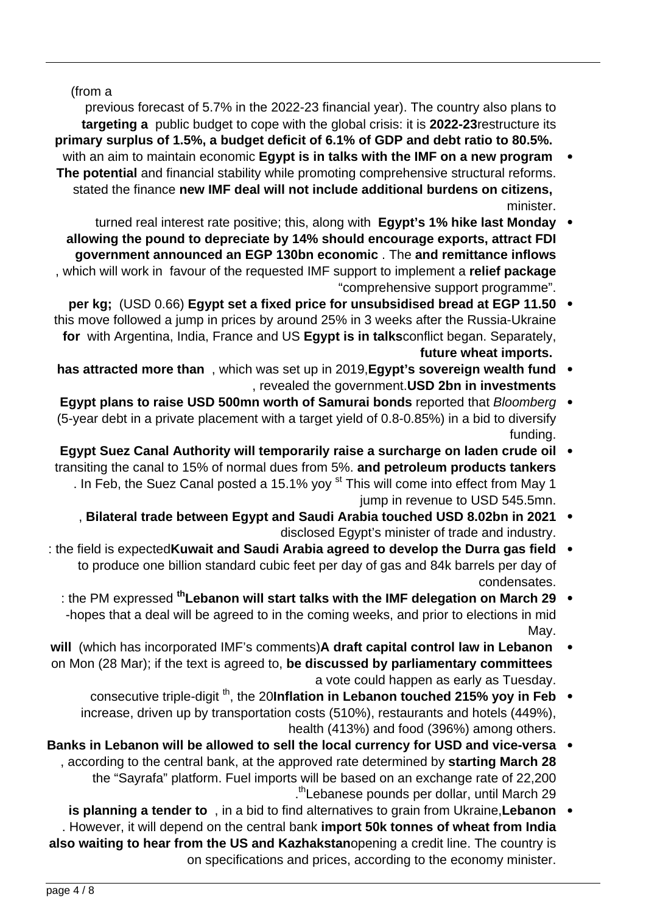(from a previous forecast of 5.7% in the 2022-23 financial year). The country also plans to restructure its **2022-23** public budget to cope with the global crisis: it is **targeting a primary surplus of 1.5%, a budget deficit of 6.1% of GDP and debt ratio to 80.5%.**

- **Egypt is in talks with the IMF on a new program** with an aim to maintain economic and financial stability while promoting comprehensive structural reforms. **The potential new IMF deal will not include additional burdens on citizens,** stated the finance minister.
- **Egypt's 1% hike last Monday** turned real interest rate positive; this, along with **allowing the pound to depreciate by 14% should encourage exports, attract FDI and remittance inflows**. The **government announced an EGP 130bn economic relief package**, which will work in favour of the requested IMF support to implement a "comprehensive support programme".
- **Egypt set a fixed price for unsubsidised bread at EGP 11.50** (USD 0.66) **per kg;** this move followed a jump in prices by around 25% in 3 weeks after the Russia-Ukraine conflict began. Separately, **Egypt is in talks** with Argentina, India, France and US **for future wheat imports.**
- **Egypt's sovereign wealth fund**, which was set up in 2019, **has attracted more than USD 2bn in investments**, revealed the government.
- *Bloomberg* reported that **Egypt plans to raise USD 500mn worth of Samurai bonds** (5-year debt in a private placement with a target yield of 0.8-0.85%) in a bid to diversify funding.
- **Egypt Suez Canal Authority will temporarily raise a surcharge on laden crude oil and petroleum products tankers** transiting the canal to 15% of normal dues from 5%. This will come into effect from May 1st. In Feb, the Suez Canal posted a 15.1% yoy jump in revenue to USD 545.5mn.
- **Bilateral trade between Egypt and Saudi Arabia touched USD 8.02bn in 2021**, disclosed Egypt's minister of trade and industry.
- **Kuwait and Saudi Arabia agreed to develop the Durra gas field**: the field is expected to produce one billion standard cubic feet per day of gas and 84k barrels per day of condensates.
- **Lebanon will start talks with the IMF delegation on March 29th**: the PM expressed hopes that a deal will be agreed to in the coming weeks, and prior to elections in mid-May.
- **A draft capital control law in Lebanon** (which has incorporated IMF's comments) **will be discussed by parliamentary committees** on Mon (28 Mar); if the text is agreed to, a vote could happen as early as Tuesday.
- **Inflation in Lebanon touched 215% yoy in Feb**, the 20th consecutive triple-digit increase, driven up by transportation costs (510%), restaurants and hotels (449%), health (413%) and food (396%) among others.
- **Banks in Lebanon will be allowed to sell the local currency for USD and vice-versa starting March 28**, according to the central bank, at the approved rate determined by the "Sayrafa" platform. Fuel imports will be based on an exchange rate of 22,200 Lebanese pounds per dollar, until March 29th.
- **Lebanon**, in a bid to find alternatives to grain from Ukraine, **is planning a tender to import 50k tonnes of wheat from India**. However, it will depend on the central bank opening a credit line. The country is **also waiting to hear from the US and Kazakhstan** on specifications and prices, according to the economy minister.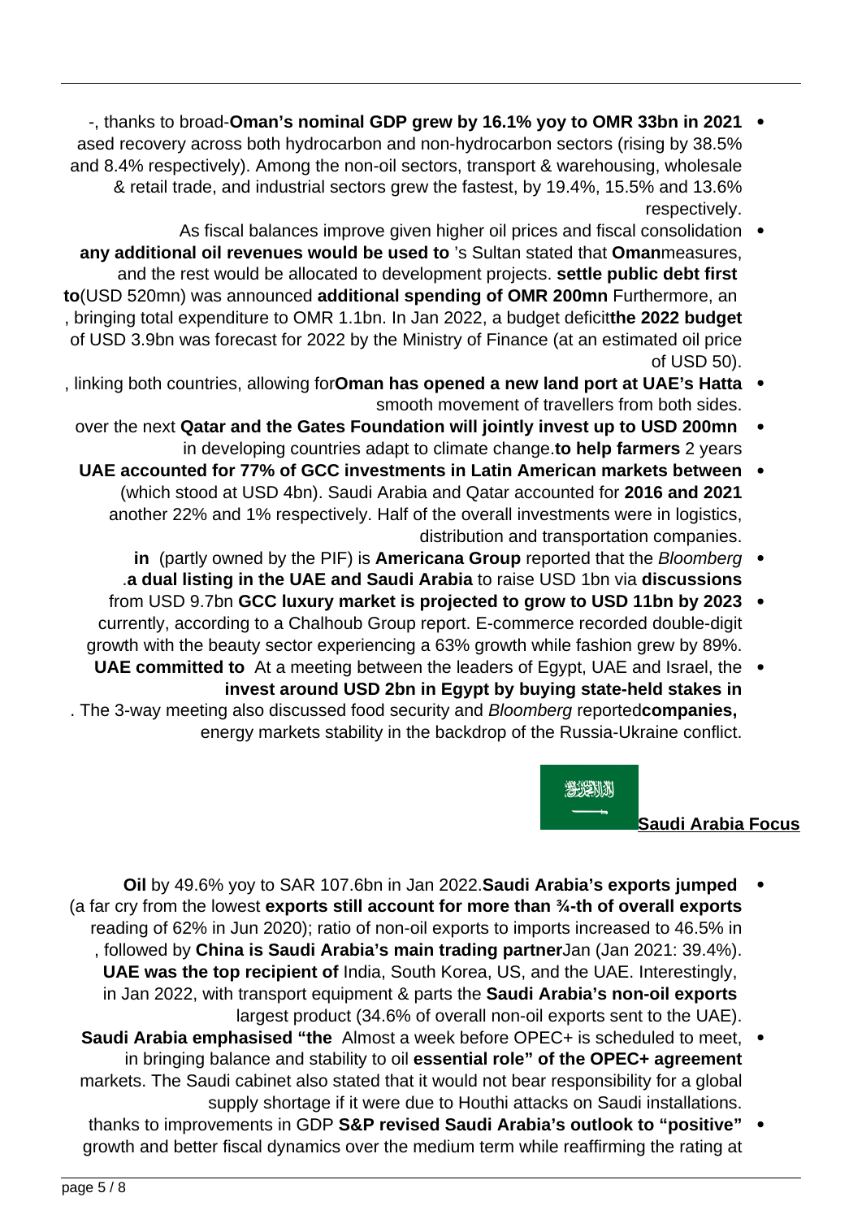- **Oman's nominal GDP grew by 16.1% yoy to OMR 33bn in 2021**, thanks to broad-based recovery across both hydrocarbon and non-hydrocarbon sectors (rising by 38.5% and 8.4% respectively). Among the non-oil sectors, transport & warehousing, wholesale & retail trade, and industrial sectors grew the fastest, by 19.4%, 15.5% and 13.6% respectively.
- As fiscal balances improve given higher oil prices and fiscal consolidation measures, **Oman**'s Sultan stated that **any additional oil revenues would be used to settle public debt first** and the rest would be allocated to development projects. Furthermore, an **additional spending of OMR 200mn** (USD 520mn) was announced **to the 2022 budget**, bringing total expenditure to OMR 1.1bn. In Jan 2022, a budget deficit of USD 3.9bn was forecast for 2022 by the Ministry of Finance (at an estimated oil price of USD 50).
- **Oman has opened a new land port at UAE's Hatta**, linking both countries, allowing for smooth movement of travellers from both sides.
- **Qatar and the Gates Foundation will jointly invest up to USD 200mn** over the next 2 years **to help farmers** in developing countries adapt to climate change.
- **UAE accounted for 77% of GCC investments in Latin American markets between 2016 and 2021** (which stood at USD 4bn). Saudi Arabia and Qatar accounted for another 22% and 1% respectively. Half of the overall investments were in logistics, distribution and transportation companies.
- *Bloomberg* reported that the **Americana Group** (partly owned by the PIF) is **in discussions** to raise USD 1bn via **a dual listing in the UAE and Saudi Arabia**.
- **GCC luxury market is projected to grow to USD 11bn by 2023** from USD 9.7bn currently, according to a Chalhoub Group report. E-commerce recorded double-digit growth with the beauty sector experiencing a 63% growth while fashion grew by 89%.
- At a meeting between the leaders of Egypt, UAE and Israel, the **UAE committed to invest around USD 2bn in Egypt by buying state-held stakes in companies,** *Bloomberg* reported. The 3-way meeting also discussed food security and energy markets stability in the backdrop of the Russia-Ukraine conflict.

## Saudi Arabia Focus

- **Saudi Arabia's exports jumped** by 49.6% yoy to SAR 107.6bn in Jan 2022. **Oil exports still account for more than ¾-th of overall exports** (a far cry from the lowest reading of 62% in Jun 2020); ratio of non-oil exports to imports increased to 46.5% in Jan (Jan 2021: 39.4%). **China is Saudi Arabia's main trading partner**, followed by India, South Korea, US, and the UAE. Interestingly, **UAE was the top recipient of Saudi Arabia's non-oil exports** in Jan 2022, with transport equipment & parts the largest product (34.6% of overall non-oil exports sent to the UAE).
- Almost a week before OPEC+ is scheduled to meet, **Saudi Arabia emphasised "the essential role" of the OPEC+ agreement** in bringing balance and stability to oil markets. The Saudi cabinet also stated that it would not bear responsibility for a global supply shortage if it were due to Houthi attacks on Saudi installations.
- **S&P revised Saudi Arabia's outlook to "positive"** thanks to improvements in GDP growth and better fiscal dynamics over the medium term while reaffirming the rating at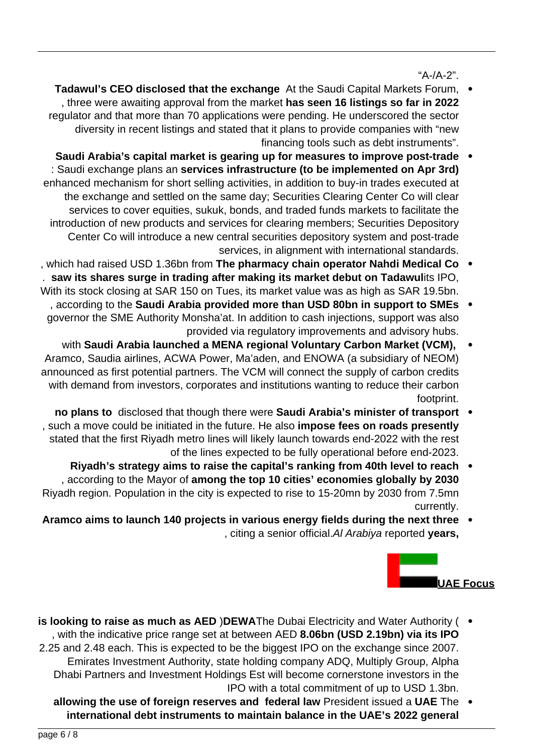"A-/A-2".

- **Tadawul's CEO disclosed that the exchange** At the Saudi Capital Markets Forum, **has seen 16 listings so far in 2022**, three were awaiting approval from the market regulator and that more than 70 applications were pending. He underscored the sector diversity in recent listings and stated that it plans to provide companies with "new financing tools such as debt instruments".
- **Saudi Arabia's capital market is gearing up for measures to improve post-trade services infrastructure (to be implemented on Apr 3rd)**: Saudi exchange plans an enhanced mechanism for short selling activities, in addition to buy-in trades executed at the exchange and settled on the same day; Securities Clearing Center Co will clear services to cover equities, sukuk, bonds, and traded funds markets to facilitate the introduction of new products and services for clearing members; Securities Depository Center Co will introduce a new central securities depository system and post-trade services, in alignment with international standards.
- **The pharmacy chain operator Nahdi Medical Co**, which had raised USD 1.36bn from its IPO, **saw its shares surge in trading after making its market debut on Tadawul**. With its stock closing at SAR 150 on Tues, its market value was as high as SAR 19.5bn.
- **Saudi Arabia provided more than USD 80bn in support to SMEs**, according to the governor the SME Authority Monsha'at. In addition to cash injections, support was also provided via regulatory improvements and advisory hubs.
- **Saudi Arabia launched a MENA regional Voluntary Carbon Market (VCM),** with Aramco, Saudia airlines, ACWA Power, Ma'aden, and ENOWA (a subsidiary of NEOM) announced as first potential partners. The VCM will connect the supply of carbon credits with demand from investors, corporates and institutions wanting to reduce their carbon footprint.
- **Saudi Arabia's minister of transport** disclosed that though there were **no plans to impose fees on roads presently**, such a move could be initiated in the future. He also stated that the first Riyadh metro lines will likely launch towards end-2022 with the rest of the lines expected to be fully operational before end-2023.
- **Riyadh's strategy aims to raise the capital's ranking from 40th level to reach among the top 10 cities' economies globally by 2030**, according to the Mayor of Riyadh region. Population in the city is expected to rise to 15-20mn by 2030 from 7.5mn currently.
- **Aramco aims to launch 140 projects in various energy fields during the next three years,** *Al Arabiya* reported, citing a senior official.

## UAE Focus

- The Dubai Electricity and Water Authority (**DEWA**) **is looking to raise as much as AED 8.06bn (USD 2.19bn) via its IPO**, with the indicative price range set at between AED 2.25 and 2.48 each. This is expected to be the biggest IPO on the exchange since 2007. Emirates Investment Authority, state holding company ADQ, Multiply Group, Alpha Dhabi Partners and Investment Holdings Est will become cornerstone investors in the IPO with a total commitment of up to USD 1.3bn.
- The **UAE** President issued a **federal law allowing the use of foreign reserves and international debt instruments to maintain balance in the UAE's 2022 general**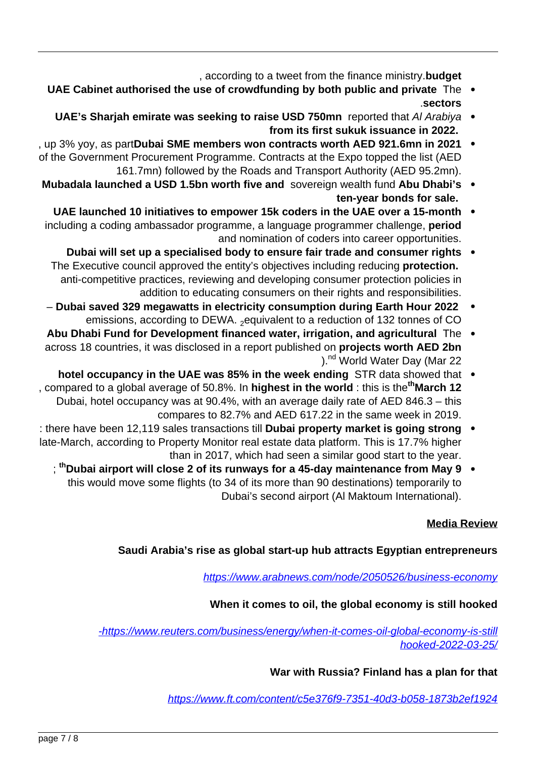budget, according to a tweet from the finance ministry.

- The **UAE Cabinet authorised the use of crowdfunding by both public and private sectors**.
- *Al Arabiya* reported that **UAE's Sharjah emirate was seeking to raise USD 750mn from its first sukuk issuance in 2022.**
- **Dubai SME members won contracts worth AED 921.6mn in 2021**, up 3% yoy, as part of the Government Procurement Programme. Contracts at the Expo topped the list (AED 161.7mn) followed by the Roads and Transport Authority (AED 95.2mn).
- **Abu Dhabi's** sovereign wealth fund **Mubadala launched a USD 1.5bn worth five and ten-year bonds for sale.**
- **UAE launched 10 initiatives to empower 15k coders in the UAE over a 15-month period** including a coding ambassador programme, a language programmer challenge, and nomination of coders into career opportunities.
- **Dubai will set up a specialised body to ensure fair trade and consumer rights protection.** The Executive council approved the entity's objectives including reducing anti-competitive practices, reviewing and developing consumer protection policies in addition to educating consumers on their rights and responsibilities.
- **Dubai saved 329 megawatts in electricity consumption during Earth Hour 2022** – equivalent to a reduction of 132 tonnes of $CO_2$ emissions, according to DEWA.
- The **Abu Dhabi Fund for Development financed water, irrigation, and agricultural projects worth AED 2bn** across 18 countries, it was disclosed in a report published on World Water Day (Mar 22nd).
- STR data showed that **hotel occupancy in the UAE was 85% in the week ending March 12th**: this is the **highest in the world**, compared to a global average of 50.8%. In Dubai, hotel occupancy was at 90.4%, with an average daily rate of AED 846.3 – this compares to 82.7% and AED 617.22 in the same week in 2019.
- **Dubai property market is going strong**: there have been 12,119 sales transactions till late-March, according to Property Monitor real estate data platform. This is 17.7% higher than in 2017, which had seen a similar good start to the year.
- **Dubai airport will close 2 of its runways for a 45-day maintenance from May 9th**; this would move some flights (to 34 of its more than 90 destinations) temporarily to Dubai's second airport (Al Maktoum International).

## Media Review

**Saudi Arabia's rise as global start-up hub attracts Egyptian entrepreneurs**

https://www.arabnews.com/node/2050526/business-economy

**When it comes to oil, the global economy is still hooked**

https://www.reuters.com/business/energy/when-it-comes-oil-global-economy-is-still-hooked-2022-03-25/

**War with Russia? Finland has a plan for that**

https://www.ft.com/content/c5e376f9-7351-40d3-b058-1873b2ef1924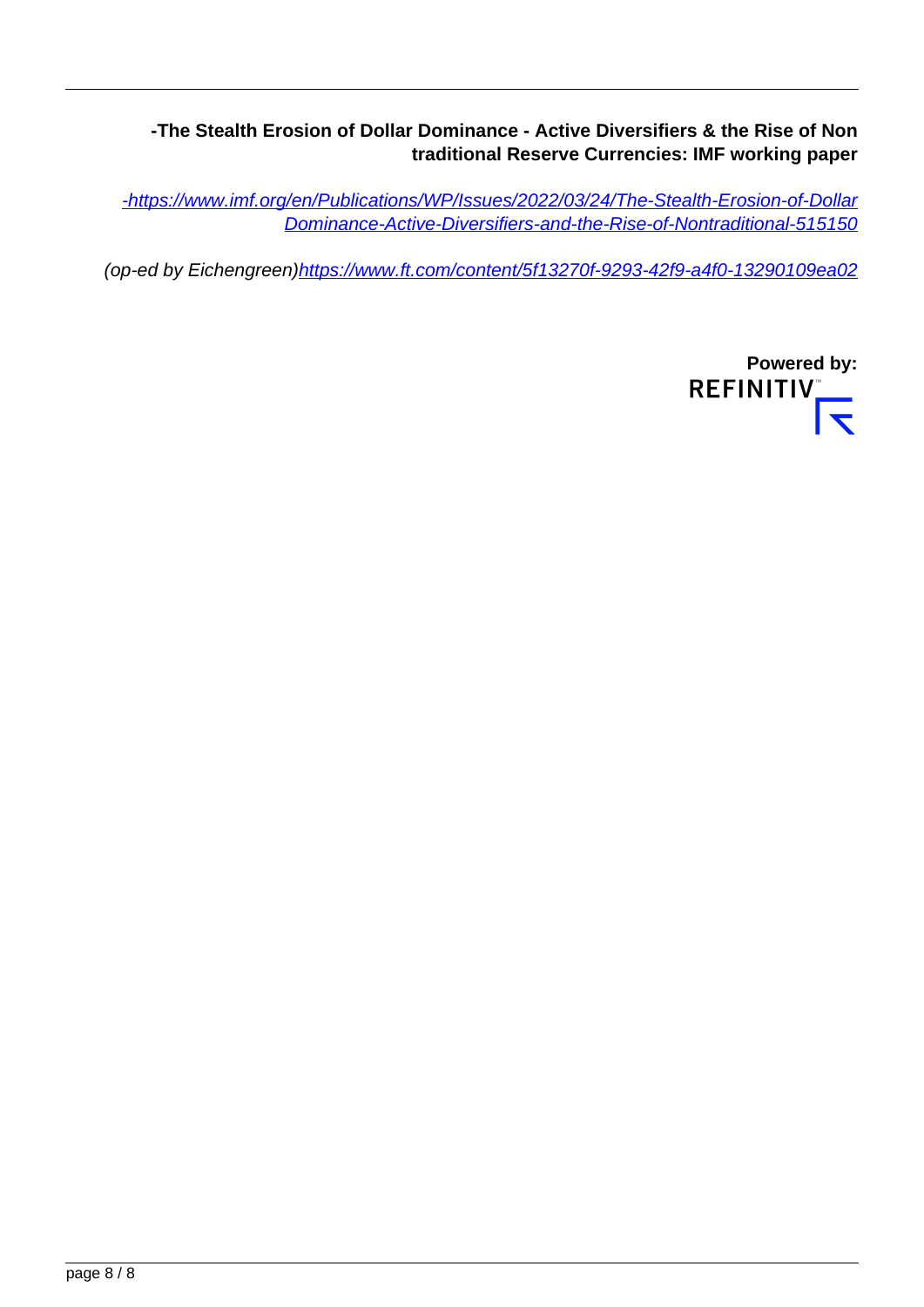**-The Stealth Erosion of Dollar Dominance - Active Diversifiers & the Rise of Non traditional Reserve Currencies: IMF working paper**

*-https://www.imf.org/en/Publications/WP/Issues/2022/03/24/The-Stealth-Erosion-of-Dollar Dominance-Active-Diversifiers-and-the-Rise-of-Nontraditional-515150*

*(op-ed by Eichengreen)https://www.ft.com/content/5f13270f-9293-42f9-a4f0-13290109ea02*

**Powered by:**
REFINITIV